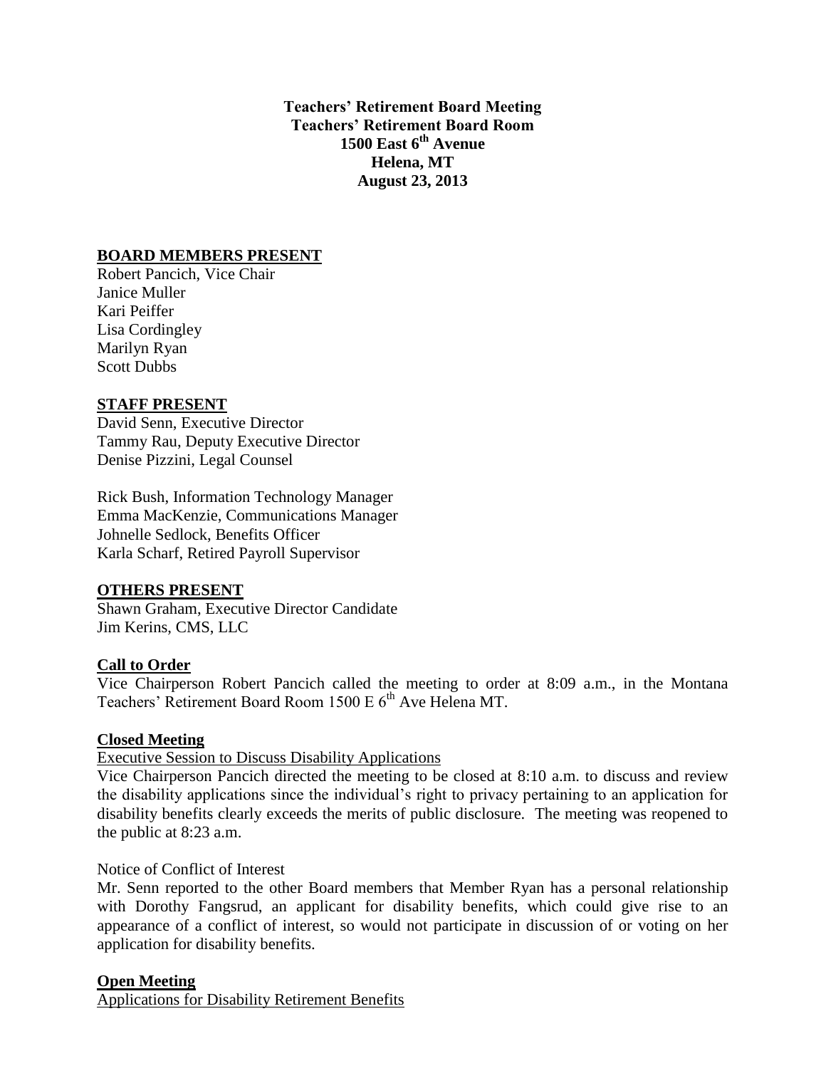**Teachers' Retirement Board Meeting**
**Teachers' Retirement Board Room**
**1500 East 6th Avenue**
**Helena, MT**
**August 23, 2013**

**BOARD MEMBERS PRESENT**

Robert Pancich, Vice Chair
Janice Muller
Kari Peiffer
Lisa Cordingley
Marilyn Ryan
Scott Dubbs

**STAFF PRESENT**

David Senn, Executive Director
Tammy Rau, Deputy Executive Director
Denise Pizzini, Legal Counsel

Rick Bush, Information Technology Manager
Emma MacKenzie, Communications Manager
Johnelle Sedlock, Benefits Officer
Karla Scharf, Retired Payroll Supervisor

**OTHERS PRESENT**

Shawn Graham, Executive Director Candidate
Jim Kerins, CMS, LLC

**Call to Order**

Vice Chairperson Robert Pancich called the meeting to order at 8:09 a.m., in the Montana Teachers' Retirement Board Room 1500 E 6th Ave Helena MT.

**Closed Meeting**

Executive Session to Discuss Disability Applications

Vice Chairperson Pancich directed the meeting to be closed at 8:10 a.m. to discuss and review the disability applications since the individual's right to privacy pertaining to an application for disability benefits clearly exceeds the merits of public disclosure. The meeting was reopened to the public at 8:23 a.m.

Notice of Conflict of Interest

Mr. Senn reported to the other Board members that Member Ryan has a personal relationship with Dorothy Fangsrud, an applicant for disability benefits, which could give rise to an appearance of a conflict of interest, so would not participate in discussion of or voting on her application for disability benefits.

**Open Meeting**

Applications for Disability Retirement Benefits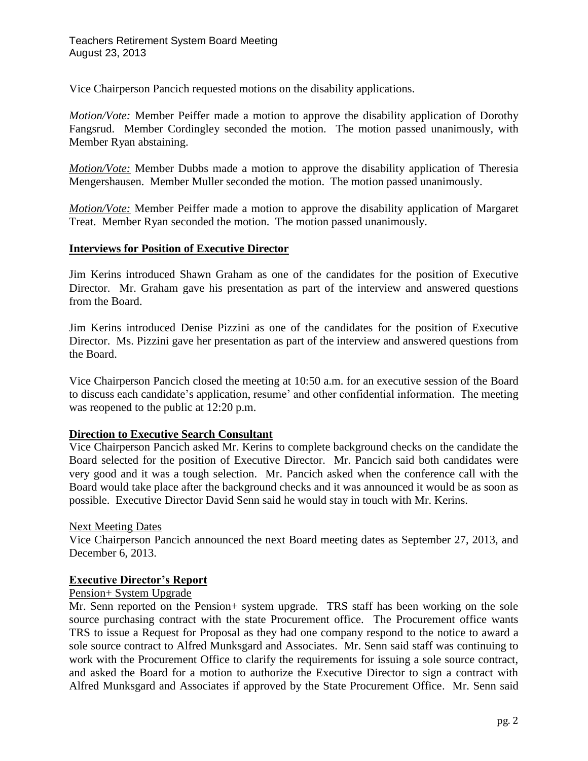Vice Chairperson Pancich requested motions on the disability applications.

*Motion/Vote:* Member Peiffer made a motion to approve the disability application of Dorothy Fangsrud. Member Cordingley seconded the motion. The motion passed unanimously, with Member Ryan abstaining.

*Motion/Vote:* Member Dubbs made a motion to approve the disability application of Theresia Mengershausen. Member Muller seconded the motion. The motion passed unanimously.

*Motion/Vote:* Member Peiffer made a motion to approve the disability application of Margaret Treat. Member Ryan seconded the motion. The motion passed unanimously.

## Interviews for Position of Executive Director

Jim Kerins introduced Shawn Graham as one of the candidates for the position of Executive Director. Mr. Graham gave his presentation as part of the interview and answered questions from the Board.

Jim Kerins introduced Denise Pizzini as one of the candidates for the position of Executive Director. Ms. Pizzini gave her presentation as part of the interview and answered questions from the Board.

Vice Chairperson Pancich closed the meeting at 10:50 a.m. for an executive session of the Board to discuss each candidate's application, resume' and other confidential information. The meeting was reopened to the public at 12:20 p.m.

## Direction to Executive Search Consultant

Vice Chairperson Pancich asked Mr. Kerins to complete background checks on the candidate the Board selected for the position of Executive Director. Mr. Pancich said both candidates were very good and it was a tough selection. Mr. Pancich asked when the conference call with the Board would take place after the background checks and it was announced it would be as soon as possible. Executive Director David Senn said he would stay in touch with Mr. Kerins.

### Next Meeting Dates

Vice Chairperson Pancich announced the next Board meeting dates as September 27, 2013, and December 6, 2013.

## Executive Director's Report

### Pension+ System Upgrade

Mr. Senn reported on the Pension+ system upgrade. TRS staff has been working on the sole source purchasing contract with the state Procurement office. The Procurement office wants TRS to issue a Request for Proposal as they had one company respond to the notice to award a sole source contract to Alfred Munksgard and Associates. Mr. Senn said staff was continuing to work with the Procurement Office to clarify the requirements for issuing a sole source contract, and asked the Board for a motion to authorize the Executive Director to sign a contract with Alfred Munksgard and Associates if approved by the State Procurement Office. Mr. Senn said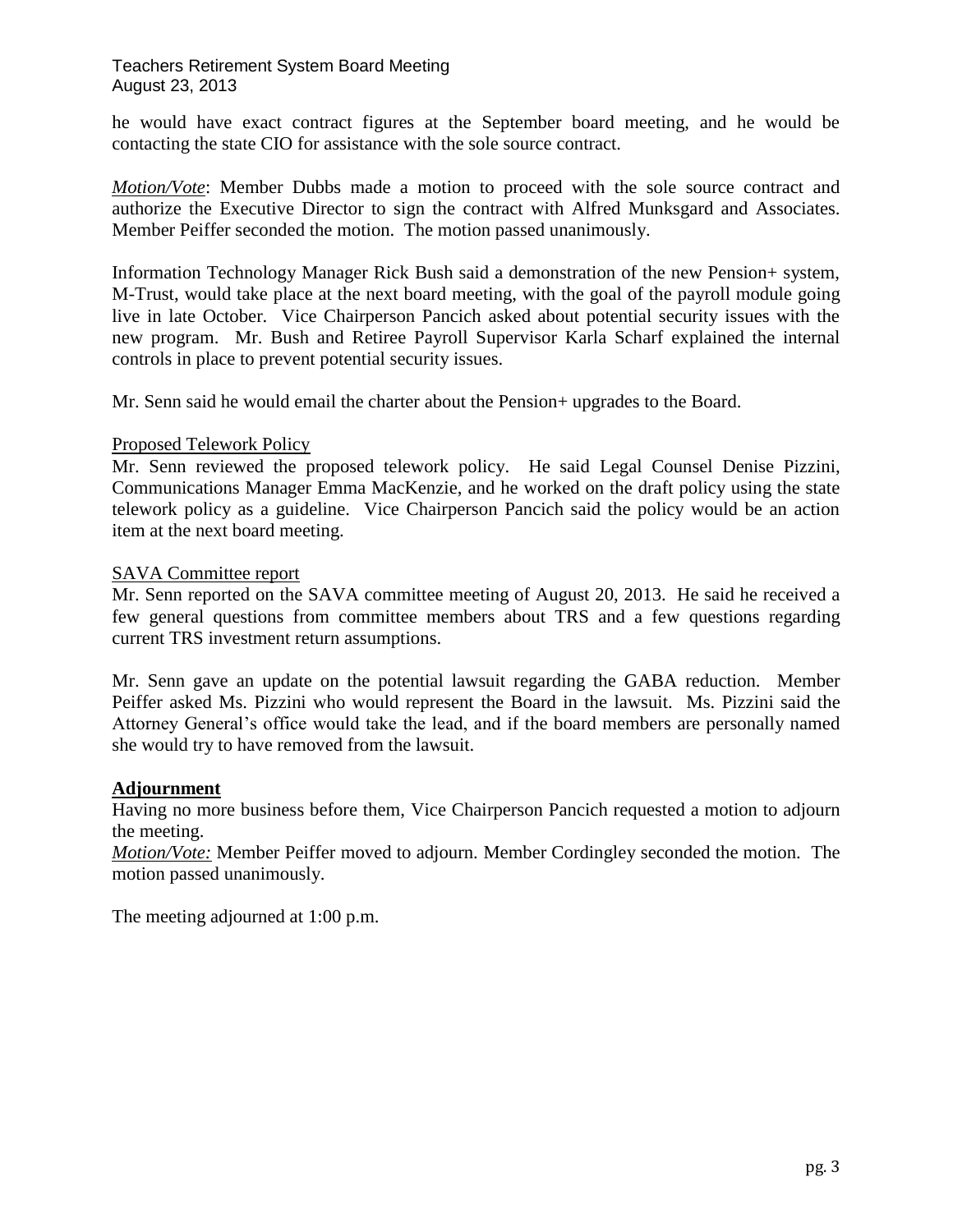he would have exact contract figures at the September board meeting, and he would be contacting the state CIO for assistance with the sole source contract.

*Motion/Vote*: Member Dubbs made a motion to proceed with the sole source contract and authorize the Executive Director to sign the contract with Alfred Munksgard and Associates. Member Peiffer seconded the motion. The motion passed unanimously.

Information Technology Manager Rick Bush said a demonstration of the new Pension+ system, M-Trust, would take place at the next board meeting, with the goal of the payroll module going live in late October. Vice Chairperson Pancich asked about potential security issues with the new program. Mr. Bush and Retiree Payroll Supervisor Karla Scharf explained the internal controls in place to prevent potential security issues.

Mr. Senn said he would email the charter about the Pension+ upgrades to the Board.

Proposed Telework Policy

Mr. Senn reviewed the proposed telework policy. He said Legal Counsel Denise Pizzini, Communications Manager Emma MacKenzie, and he worked on the draft policy using the state telework policy as a guideline. Vice Chairperson Pancich said the policy would be an action item at the next board meeting.

SAVA Committee report

Mr. Senn reported on the SAVA committee meeting of August 20, 2013. He said he received a few general questions from committee members about TRS and a few questions regarding current TRS investment return assumptions.

Mr. Senn gave an update on the potential lawsuit regarding the GABA reduction. Member Peiffer asked Ms. Pizzini who would represent the Board in the lawsuit. Ms. Pizzini said the Attorney General's office would take the lead, and if the board members are personally named she would try to have removed from the lawsuit.

## Adjournment

Having no more business before them, Vice Chairperson Pancich requested a motion to adjourn the meeting.

*Motion/Vote:* Member Peiffer moved to adjourn. Member Cordingley seconded the motion. The motion passed unanimously.

The meeting adjourned at 1:00 p.m.